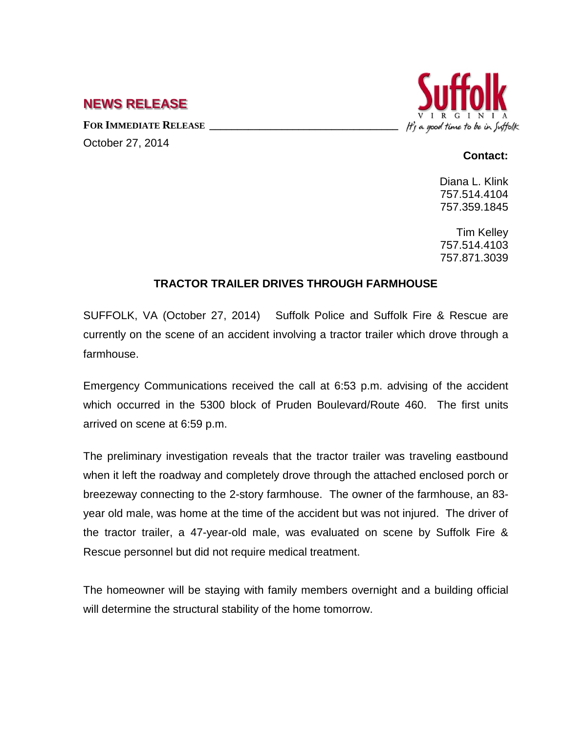## NEWS RELEASE

**FOR IMMEDIATE RELEASE**

October 27, 2014

Suffolk VIRGINIA *It's a good time to be in Suffolk*

**Contact:**

Diana L. Klink
757.514.4104
757.359.1845

Tim Kelley
757.514.4103
757.871.3039

### TRACTOR TRAILER DRIVES THROUGH FARMHOUSE

SUFFOLK, VA (October 27, 2014) Suffolk Police and Suffolk Fire & Rescue are currently on the scene of an accident involving a tractor trailer which drove through a farmhouse.

Emergency Communications received the call at 6:53 p.m. advising of the accident which occurred in the 5300 block of Pruden Boulevard/Route 460. The first units arrived on scene at 6:59 p.m.

The preliminary investigation reveals that the tractor trailer was traveling eastbound when it left the roadway and completely drove through the attached enclosed porch or breezeway connecting to the 2-story farmhouse. The owner of the farmhouse, an 83-year old male, was home at the time of the accident but was not injured. The driver of the tractor trailer, a 47-year-old male, was evaluated on scene by Suffolk Fire & Rescue personnel but did not require medical treatment.

The homeowner will be staying with family members overnight and a building official will determine the structural stability of the home tomorrow.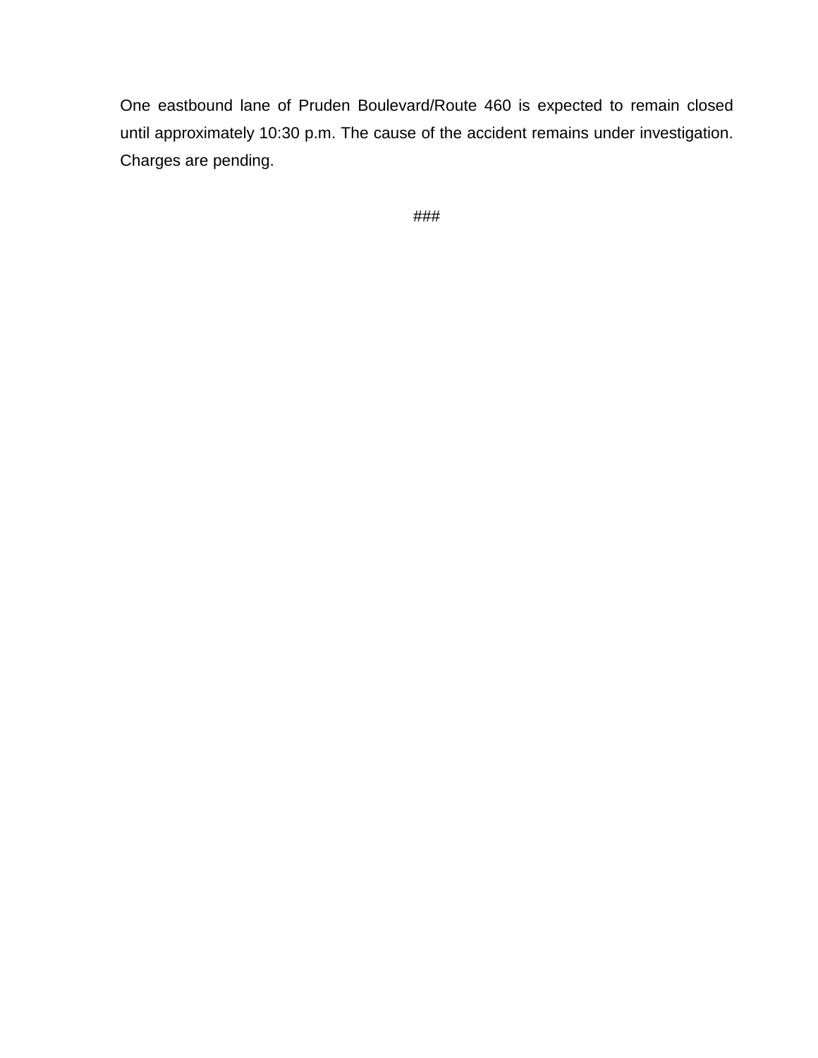One eastbound lane of Pruden Boulevard/Route 460 is expected to remain closed until approximately 10:30 p.m. The cause of the accident remains under investigation. Charges are pending.

###